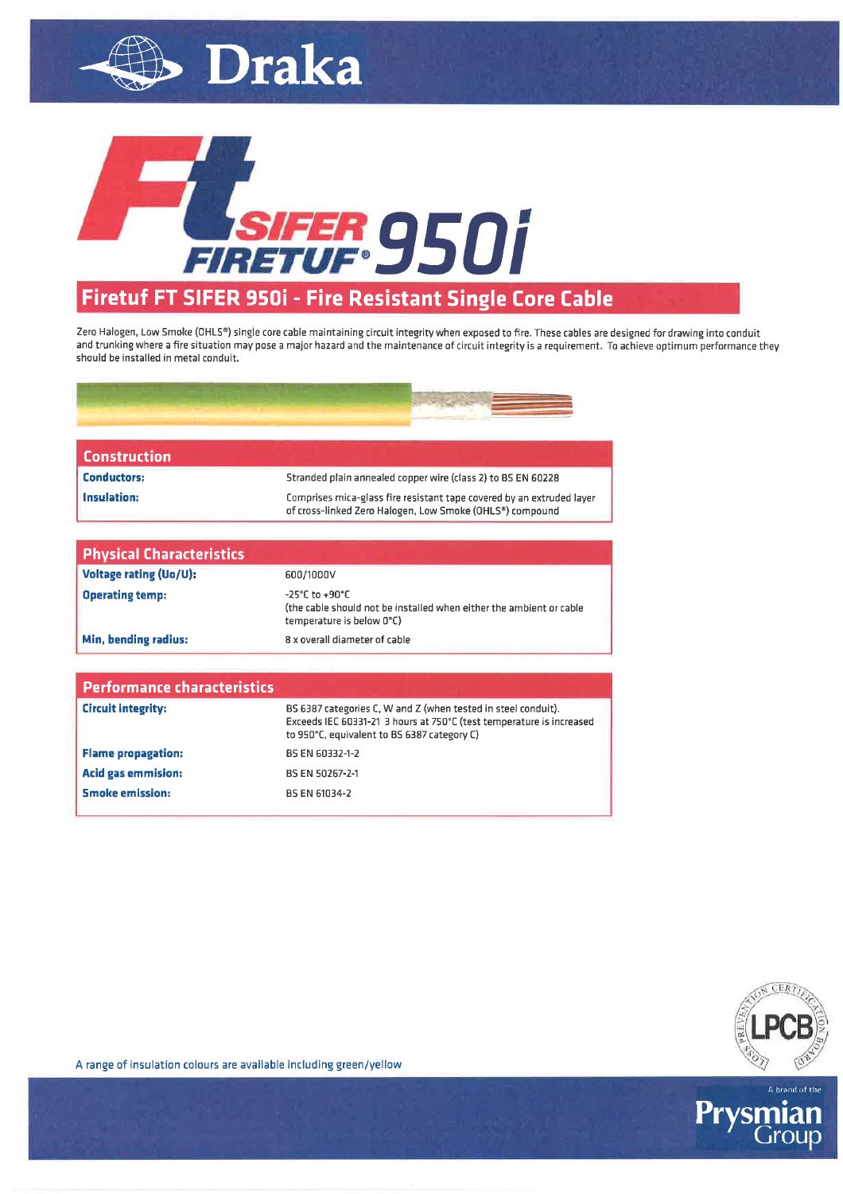# Draka

# FT SIFER FIRETUF® 950i

## Firetuf FT SIFER 950i - Fire Resistant Single Core Cable

Zero Halogen, Low Smoke (OHLS®) single core cable maintaining circuit integrity when exposed to fire. These cables are designed for drawing into conduit and trunking where a fire situation may pose a major hazard and the maintenance of circuit integrity is a requirement. To achieve optimum performance they should be installed in metal conduit.

| Construction | |
|---|---|
| **Conductors:** | Stranded plain annealed copper wire (class 2) to BS EN 60228 |
| **Insulation:** | Comprises mica-glass fire resistant tape covered by an extruded layer of cross-linked Zero Halogen, Low Smoke (OHLS®) compound |

| Physical Characteristics | |
|---|---|
| **Voltage rating (Uo/U):** | 600/1000V |
| **Operating temp:** | -25°C to +90°C (the cable should not be installed when either the ambient or cable temperature is below 0°C) |
| **Min. bending radius:** | 8 x overall diameter of cable |

| Performance characteristics | |
|---|---|
| **Circuit integrity:** | BS 6387 categories C, W and Z (when tested in steel conduit). Exceeds IEC 60331-21 3 hours at 750°C (test temperature is increased to 950°C, equivalent to BS 6387 category C) |
| **Flame propagation:** | BS EN 60332-1-2 |
| **Acid gas emmision:** | BS EN 50267-2-1 |
| **Smoke emission:** | BS EN 61034-2 |

A range of insulation colours are available including green/yellow

LPCB — Loss Prevention Certification Board

A brand of the Prysmian Group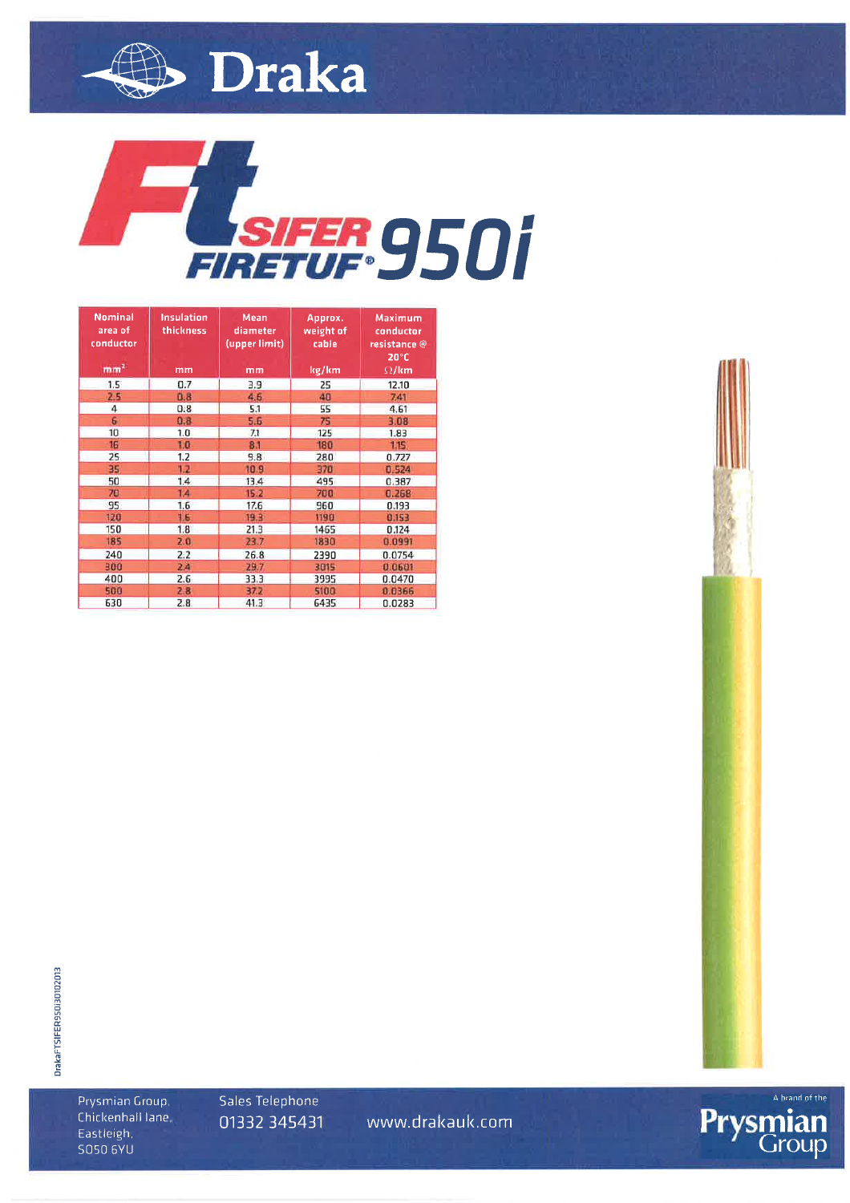# Draka

# FT SIFER FIRETUF® 950i

| Nominal area of conductor mm² | Insulation thickness mm | Mean diameter (upper limit) mm | Approx. weight of cable kg/km | Maximum conductor resistance @ 20°C Ω/km |
|---|---|---|---|---|
| 1.5 | 0.7 | 3.9 | 25 | 12.10 |
| 2.5 | 0.8 | 4.6 | 40 | 7.41 |
| 4 | 0.8 | 5.1 | 55 | 4.61 |
| 6 | 0.8 | 5.6 | 75 | 3.08 |
| 10 | 1.0 | 7.1 | 125 | 1.83 |
| 16 | 1.0 | 8.1 | 180 | 1.15 |
| 25 | 1.2 | 9.8 | 280 | 0.727 |
| 35 | 1.2 | 10.9 | 370 | 0.524 |
| 50 | 1.4 | 13.4 | 495 | 0.387 |
| 70 | 1.4 | 15.2 | 700 | 0.268 |
| 95 | 1.6 | 17.6 | 960 | 0.193 |
| 120 | 1.6 | 19.3 | 1190 | 0.153 |
| 150 | 1.8 | 21.3 | 1465 | 0.124 |
| 185 | 2.0 | 23.7 | 1830 | 0.0991 |
| 240 | 2.2 | 26.8 | 2390 | 0.0754 |
| 300 | 2.4 | 29.7 | 3015 | 0.0601 |
| 400 | 2.6 | 33.3 | 3995 | 0.0470 |
| 500 | 2.8 | 37.2 | 5100 | 0.0366 |
| 630 | 2.8 | 41.3 | 6435 | 0.0283 |

DrakaFTSIFER950i30102013

Prysmian Group,
Chickenhall lane,
Eastleigh,
SO50 6YU

Sales Telephone
01332 345431

www.drakauk.com

A brand of the Prysmian Group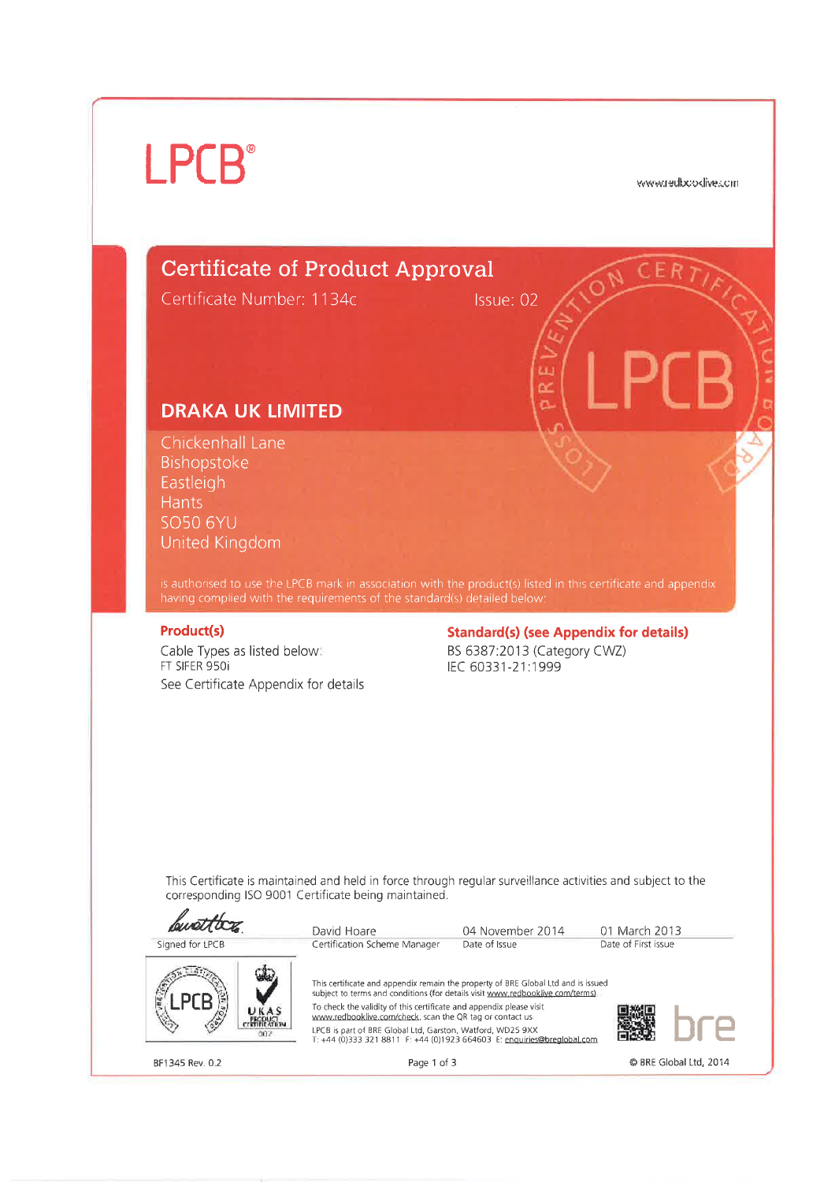# LPCB®

www.redbooklive.com

## Certificate of Product Approval

Certificate Number: 1134c

Issue: 02

**DRAKA UK LIMITED**

Chickenhall Lane
Bishopstoke
Eastleigh
Hants
SO50 6YU
United Kingdom

is authorised to use the LPCB mark in association with the product(s) listed in this certificate and appendix having complied with the requirements of the standard(s) detailed below:

**Product(s)**

Cable Types as listed below:
FT SIFER 950i
See Certificate Appendix for details

**Standard(s) (see Appendix for details)**

BS 6387:2013 (Category CWZ)
IEC 60331-21:1999

This Certificate is maintained and held in force through regular surveillance activities and subject to the corresponding ISO 9001 Certificate being maintained.

| Signed for LPCB | David Hoare<br>Certification Scheme Manager | 04 November 2014<br>Date of Issue | 01 March 2013<br>Date of First issue |
|---|---|---|---|

This certificate and appendix remain the property of BRE Global Ltd and is issued subject to terms and conditions (for details visit www.redbooklive.com/terms).
To check the validity of this certificate and appendix please visit www.redbooklive.com/check, scan the QR tag or contact us.
LPCB is part of BRE Global Ltd, Garston, Watford, WD25 9XX
T: +44 (0)333 321 8811 F: +44 (0)1923 664603 E: enquiries@breglobal.com

BF1345 Rev. 0.2

© BRE Global Ltd, 2014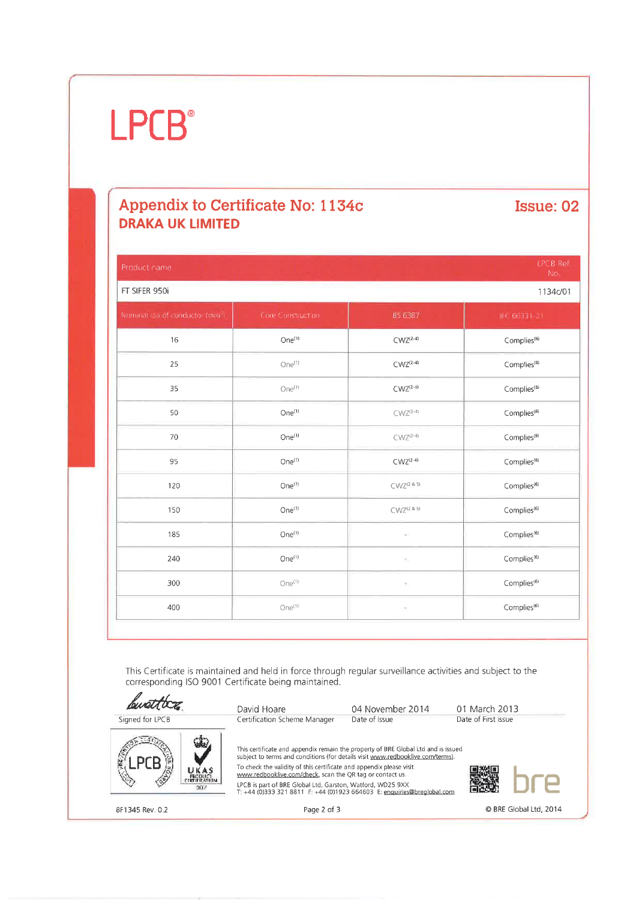LPCB®

## Appendix to Certificate No: 1134c

**Issue: 02**

### DRAKA UK LIMITED

| Product name | | | LPCB Ref. No. |
|---|---|---|---|
| FT SIFER 950i | | | 1134c/01 |
| **Nominal csa of conductor (mm²)** | **Core Construction** | **BS 6387** | **IEC 60331-21** |
| 16 | One[1] | CWZ[2-4] | Complies[6] |
| 25 | One[1] | CWZ[2-4] | Complies[6] |
| 35 | One[1] | CWZ[2-4] | Complies[6] |
| 50 | One[1] | CWZ[2-4] | Complies[6] |
| 70 | One[1] | CWZ[2-4] | Complies[6] |
| 95 | One[1] | CWZ[2-4] | Complies[6] |
| 120 | One[1] | CWZ[2 & 5] | Complies[6] |
| 150 | One[1] | CWZ[2 & 5] | Complies[6] |
| 185 | One[1] | - | Complies[6] |
| 240 | One[1] | - | Complies[6] |
| 300 | One[1] | - | Complies[6] |
| 400 | One[1] | - | Complies[6] |

This Certificate is maintained and held in force through regular surveillance activities and subject to the corresponding ISO 9001 Certificate being maintained.

| Signed for LPCB | David Hoare<br>Certification Scheme Manager | 04 November 2014<br>Date of Issue | 01 March 2013<br>Date of First issue |
|---|---|---|---|

This certificate and appendix remain the property of BRE Global Ltd and is issued subject to terms and conditions (for details visit www.redbooklive.com/terms).

To check the validity of this certificate and appendix please visit www.redbooklive.com/check, scan the QR tag or contact us.

LPCB is part of BRE Global Ltd, Garston, Watford, WD25 9XX
T: +44 (0)333 321 8811 F: +44 (0)1923 664603 E: enquiries@breglobal.com

BF1345 Rev. 0.2

© BRE Global Ltd, 2014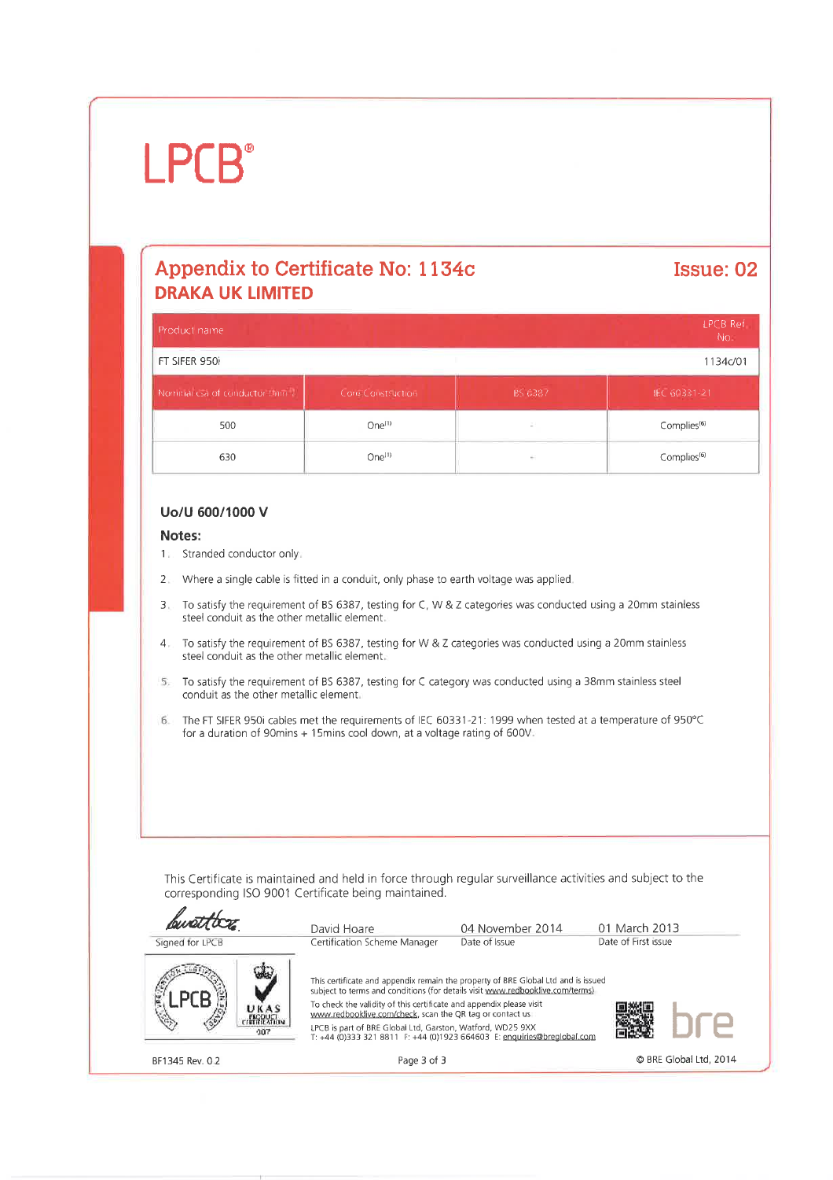# LPCB®

## Appendix to Certificate No: 1134c — Issue: 02

### DRAKA UK LIMITED

| Product name | LPCB Ref. No. |
|---|---|
| FT SIFER 950i | 1134c/01 |

| Nominal csa of conductor (mm²) | Core Construction | BS 6387 | IEC 60331-21 |
|---|---|---|---|
| 500 | One[1] | - | Complies[6] |
| 630 | One[1] | - | Complies[6] |

**Uo/U 600/1000 V**

**Notes:**

1. Stranded conductor only.
2. Where a single cable is fitted in a conduit, only phase to earth voltage was applied.
3. To satisfy the requirement of BS 6387, testing for C, W & Z categories was conducted using a 20mm stainless steel conduit as the other metallic element.
4. To satisfy the requirement of BS 6387, testing for W & Z categories was conducted using a 20mm stainless steel conduit as the other metallic element.
5. To satisfy the requirement of BS 6387, testing for C category was conducted using a 38mm stainless steel conduit as the other metallic element.
6. The FT SIFER 950i cables met the requirements of IEC 60331-21: 1999 when tested at a temperature of 950°C for a duration of 90mins + 15mins cool down, at a voltage rating of 600V.

This Certificate is maintained and held in force through regular surveillance activities and subject to the corresponding ISO 9001 Certificate being maintained.

| Signed for LPCB | David Hoare<br>Certification Scheme Manager | 04 November 2014<br>Date of Issue | 01 March 2013<br>Date of First issue |
|---|---|---|---|

This certificate and appendix remain the property of BRE Global Ltd and is issued subject to terms and conditions (for details visit www.redbooklive.com/terms).

To check the validity of this certificate and appendix please visit www.redbooklive.com/check, scan the QR tag or contact us

LPCB is part of BRE Global Ltd, Garston, Watford, WD25 9XX
T: +44 (0)333 321 8811 F: +44 (0)1923 664603 E: enquiries@breglobal.com

BF1345 Rev. 0.2

© BRE Global Ltd, 2014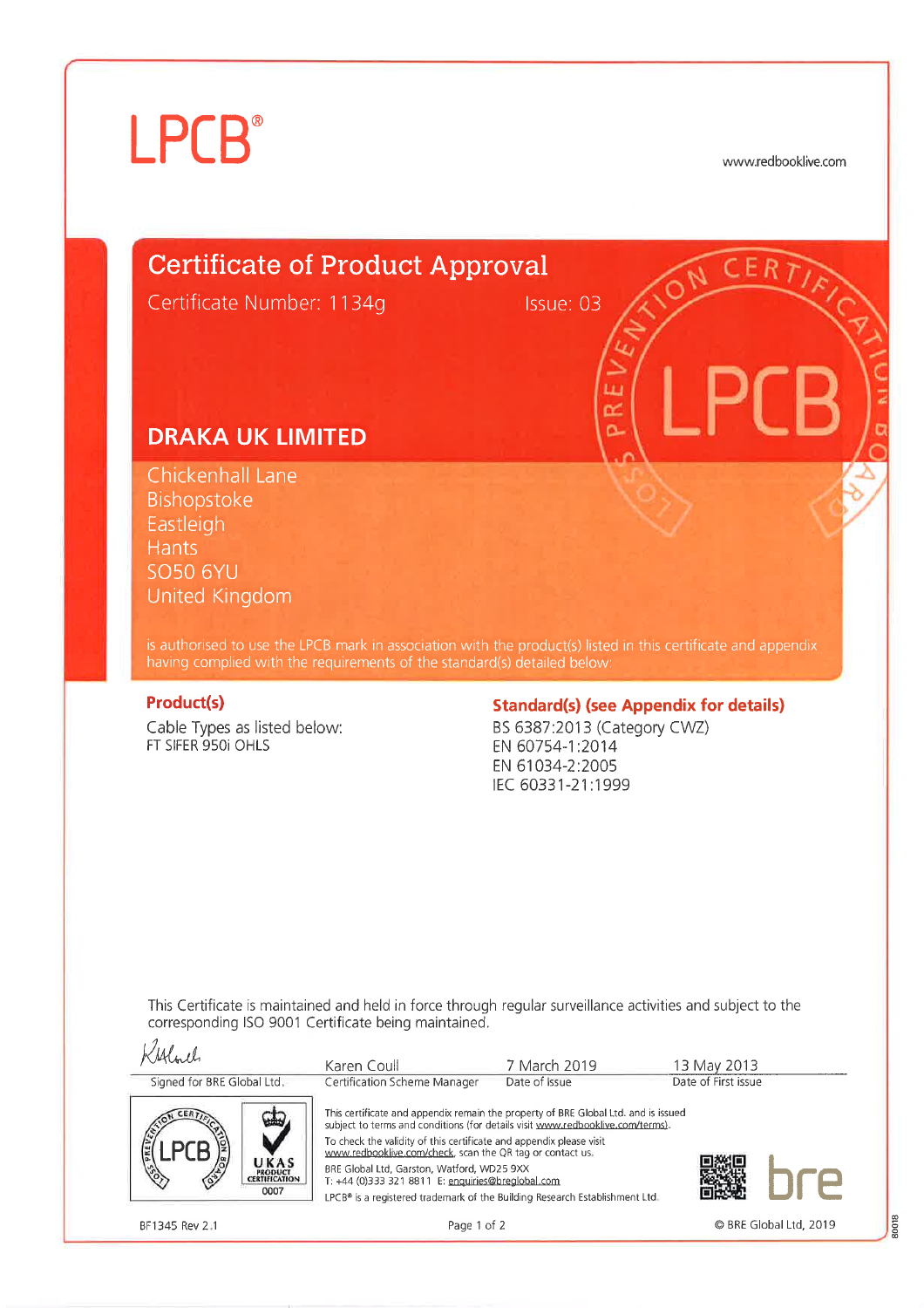# LPCB®

www.redbooklive.com

## Certificate of Product Approval

Certificate Number: 1134g    Issue: 03

### DRAKA UK LIMITED

Chickenhall Lane
Bishopstoke
Eastleigh
Hants
SO50 6YU
United Kingdom

is authorised to use the LPCB mark in association with the product(s) listed in this certificate and appendix having complied with the requirements of the standard(s) detailed below:

**Product(s)**

Cable Types as listed below:
FT SIFER 950i OHLS

**Standard(s) (see Appendix for details)**

BS 6387:2013 (Category CWZ)
EN 60754-1:2014
EN 61034-2:2005
IEC 60331-21:1999

This Certificate is maintained and held in force through regular surveillance activities and subject to the corresponding ISO 9001 Certificate being maintained.

| Signed for BRE Global Ltd. | Karen Coull Certification Scheme Manager | 7 March 2019 Date of issue | 13 May 2013 Date of First issue |
|---|---|---|---|

UKAS PRODUCT CERTIFICATION 0007

This certificate and appendix remain the property of BRE Global Ltd. and is issued subject to terms and conditions (for details visit www.redbooklive.com/terms).

To check the validity of this certificate and appendix please visit www.redbooklive.com/check, scan the QR tag or contact us.

BRE Global Ltd, Garston, Watford, WD25 9XX
T: +44 (0)333 321 8811 E: enquiries@breglobal.com

LPCB® is a registered trademark of the Building Research Establishment Ltd.

BF1345 Rev 2.1

© BRE Global Ltd, 2019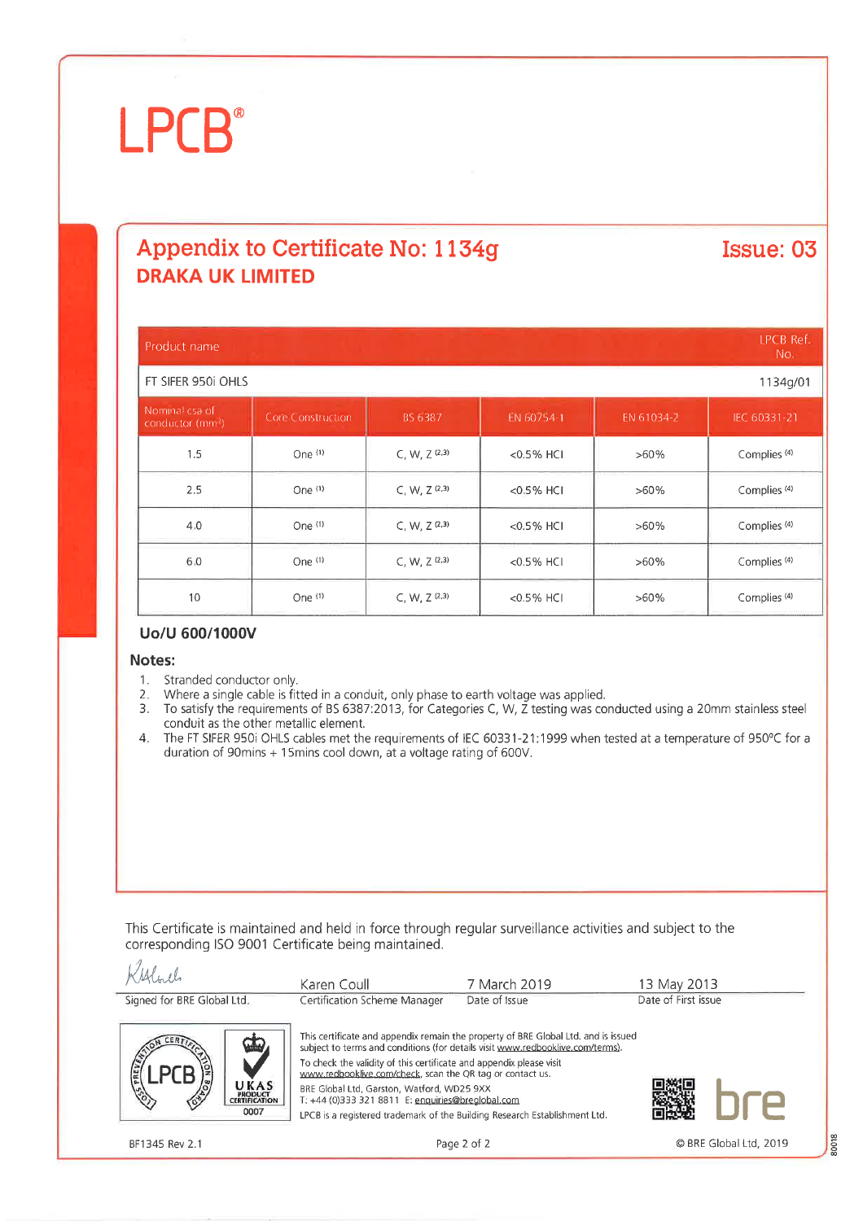LPCB®

## Appendix to Certificate No: 1134g

**Issue: 03**

### DRAKA UK LIMITED

| Product name | | | | | LPCB Ref. No. |
|---|---|---|---|---|---|
| FT SIFER 950i OHLS | | | | | 1134g/01 |
| Nominal csa of conductor (mm²) | Core Construction | BS 6387 | EN 60754-1 | EN 61034-2 | IEC 60331-21 |
| 1.5 | One (1) | C, W, Z (2,3) | <0.5% HCl | >60% | Complies (4) |
| 2.5 | One (1) | C, W, Z (2,3) | <0.5% HCl | >60% | Complies (4) |
| 4.0 | One (1) | C, W, Z (2,3) | <0.5% HCl | >60% | Complies (4) |
| 6.0 | One (1) | C, W, Z (2,3) | <0.5% HCl | >60% | Complies (4) |
| 10 | One (1) | C, W, Z (2,3) | <0.5% HCl | >60% | Complies (4) |

**Uo/U 600/1000V**

**Notes:**

1. Stranded conductor only.
2. Where a single cable is fitted in a conduit, only phase to earth voltage was applied.
3. To satisfy the requirements of BS 6387:2013, for Categories C, W, Z testing was conducted using a 20mm stainless steel conduit as the other metallic element.
4. The FT SIFER 950i OHLS cables met the requirements of IEC 60331-21:1999 when tested at a temperature of 950°C for a duration of 90mins + 15mins cool down, at a voltage rating of 600V.

This Certificate is maintained and held in force through regular surveillance activities and subject to the corresponding ISO 9001 Certificate being maintained.

| Signed for BRE Global Ltd. | Karen Coull<br>Certification Scheme Manager | 7 March 2019<br>Date of Issue | 13 May 2013<br>Date of First issue |
|---|---|---|---|

This certificate and appendix remain the property of BRE Global Ltd. and is issued subject to terms and conditions (for details visit www.redbooklive.com/terms).

To check the validity of this certificate and appendix please visit www.redbooklive.com/check, scan the QR tag or contact us.

BRE Global Ltd, Garston, Watford, WD25 9XX
T: +44 (0)333 321 8811 E: enquiries@breglobal.com

LPCB is a registered trademark of the Building Research Establishment Ltd.

BF1345 Rev 2.1

© BRE Global Ltd, 2019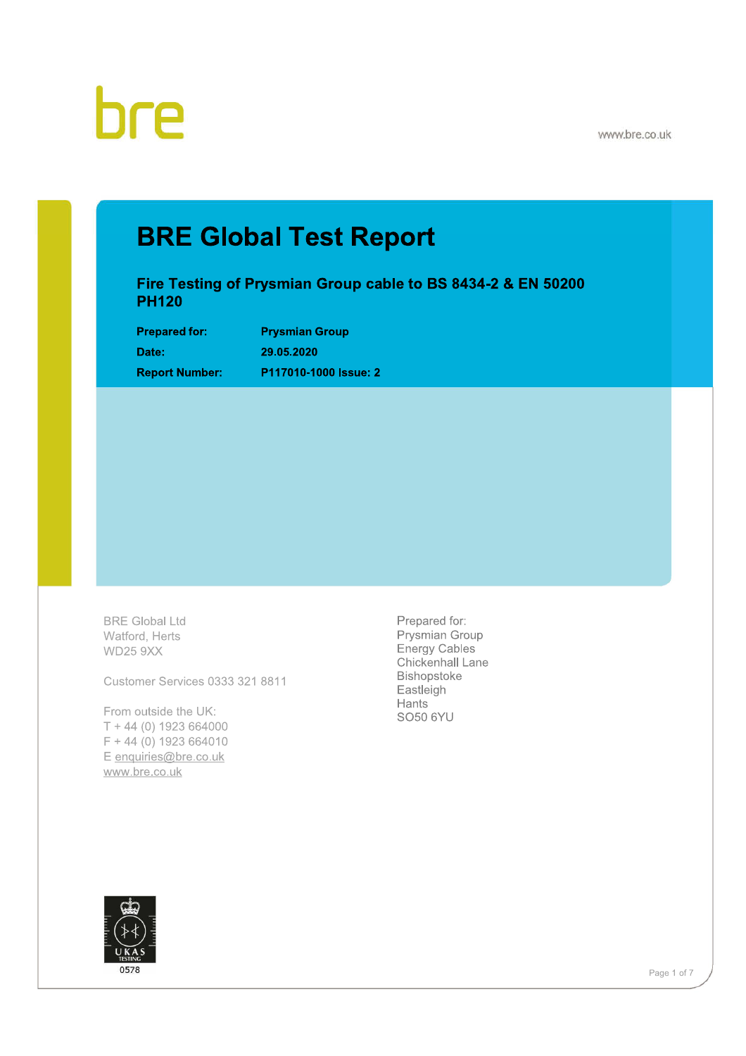bre

www.bre.co.uk

# BRE Global Test Report

## Fire Testing of Prysmian Group cable to BS 8434-2 & EN 50200 PH120

| | |
|---|---|
| **Prepared for:** | **Prysmian Group** |
| **Date:** | **29.05.2020** |
| **Report Number:** | **P117010-1000 Issue: 2** |

BRE Global Ltd
Watford, Herts
WD25 9XX

Customer Services 0333 321 8811

From outside the UK:
T + 44 (0) 1923 664000
F + 44 (0) 1923 664010
E enquiries@bre.co.uk
www.bre.co.uk

Prepared for:
Prysmian Group
Energy Cables
Chickenhall Lane
Bishopstoke
Eastleigh
Hants
SO50 6YU

UKAS TESTING
0578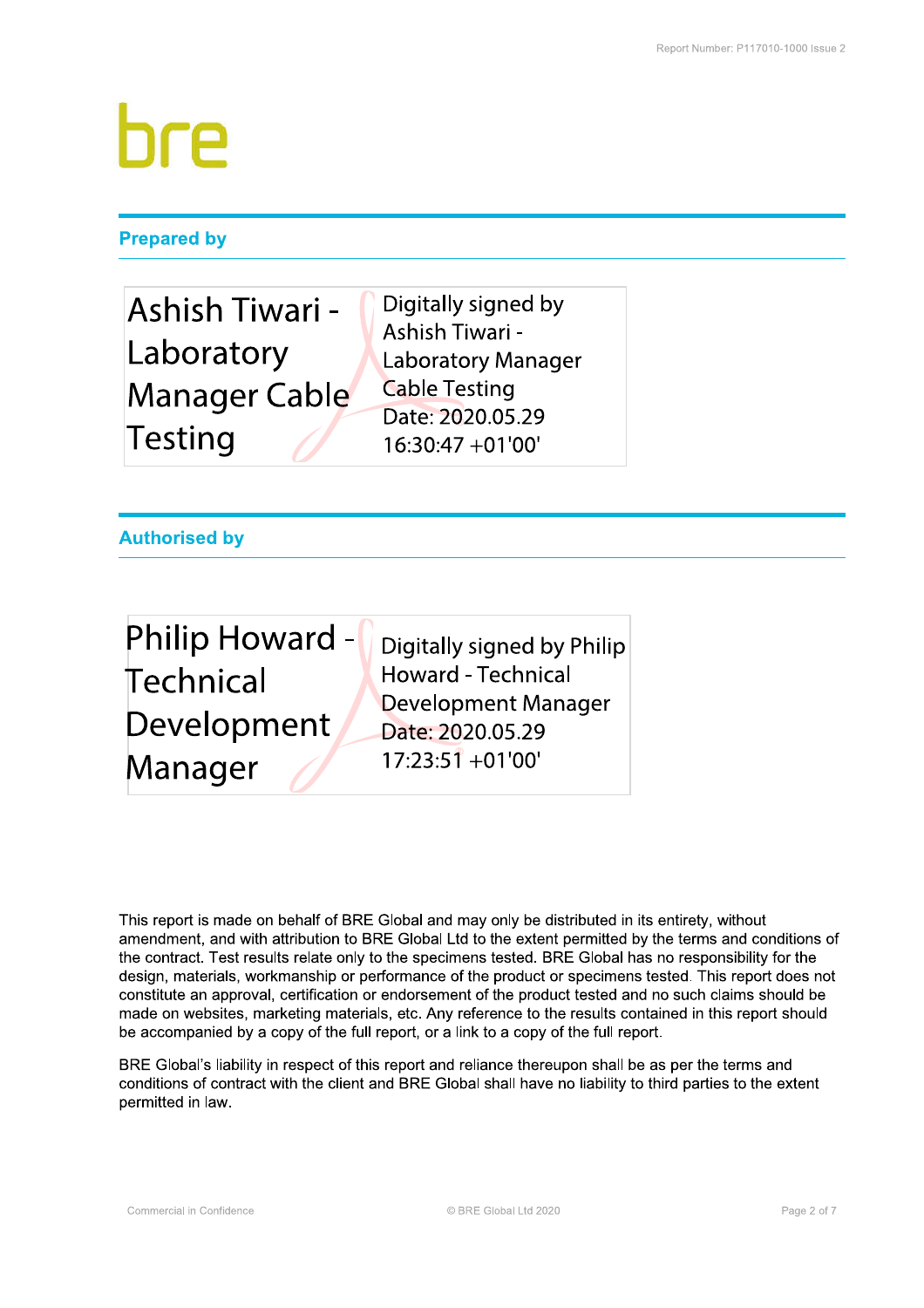## Prepared by

| Ashish Tiwari - Laboratory Manager Cable Testing | Digitally signed by Ashish Tiwari - Laboratory Manager Cable Testing Date: 2020.05.29 16:30:47 +01'00' |
|---|---|

## Authorised by

| Philip Howard - Technical Development Manager | Digitally signed by Philip Howard - Technical Development Manager Date: 2020.05.29 17:23:51 +01'00' |
|---|---|

This report is made on behalf of BRE Global and may only be distributed in its entirety, without amendment, and with attribution to BRE Global Ltd to the extent permitted by the terms and conditions of the contract. Test results relate only to the specimens tested. BRE Global has no responsibility for the design, materials, workmanship or performance of the product or specimens tested. This report does not constitute an approval, certification or endorsement of the product tested and no such claims should be made on websites, marketing materials, etc. Any reference to the results contained in this report should be accompanied by a copy of the full report, or a link to a copy of the full report.

BRE Global's liability in respect of this report and reliance thereupon shall be as per the terms and conditions of contract with the client and BRE Global shall have no liability to third parties to the extent permitted in law.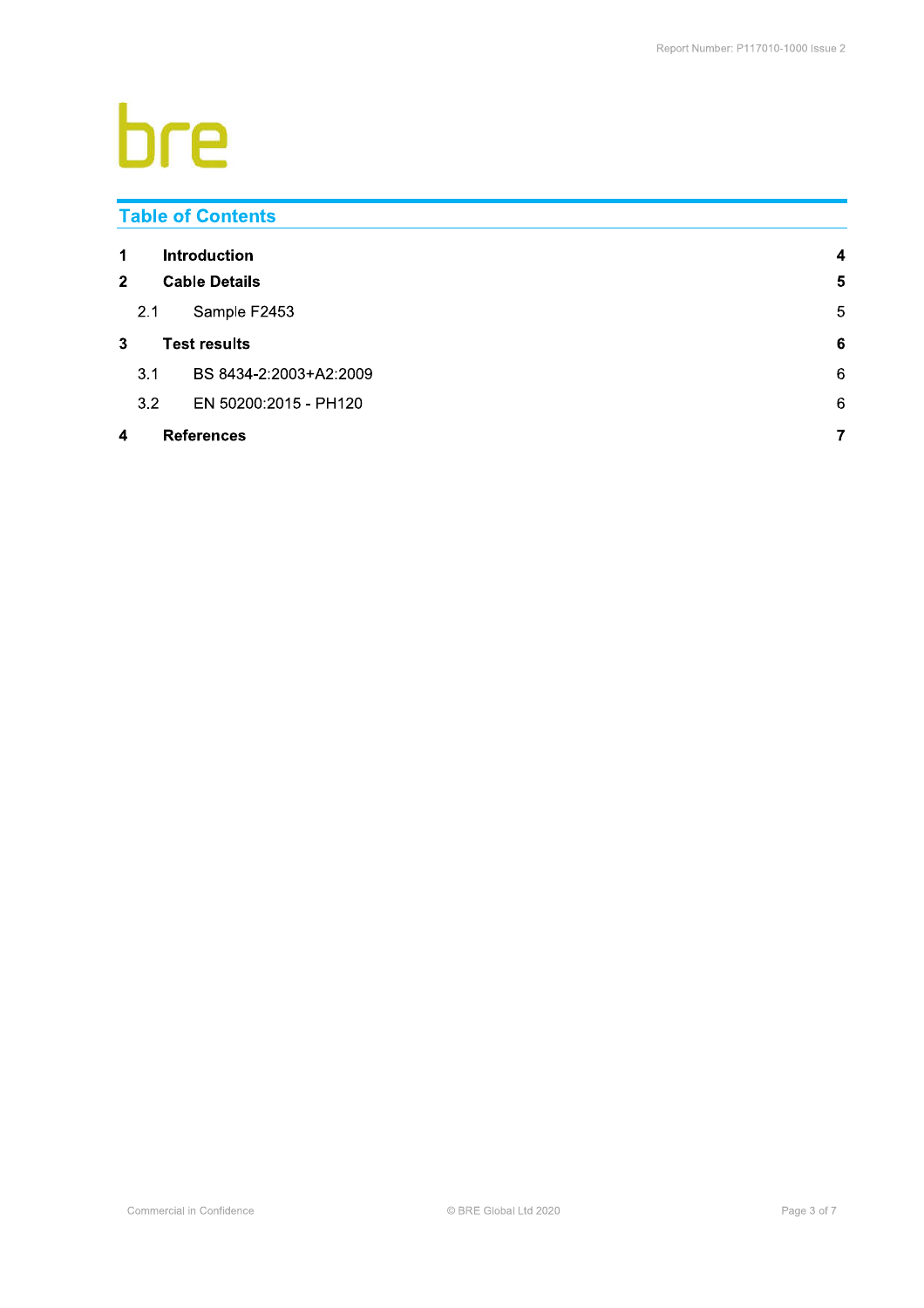bre

## Table of Contents

| | | |
|---|---|---|
| **1** | **Introduction** | **4** |
| **2** | **Cable Details** | **5** |
| 2.1 | Sample F2453 | 5 |
| **3** | **Test results** | **6** |
| 3.1 | BS 8434-2:2003+A2:2009 | 6 |
| 3.2 | EN 50200:2015 - PH120 | 6 |
| **4** | **References** | **7** |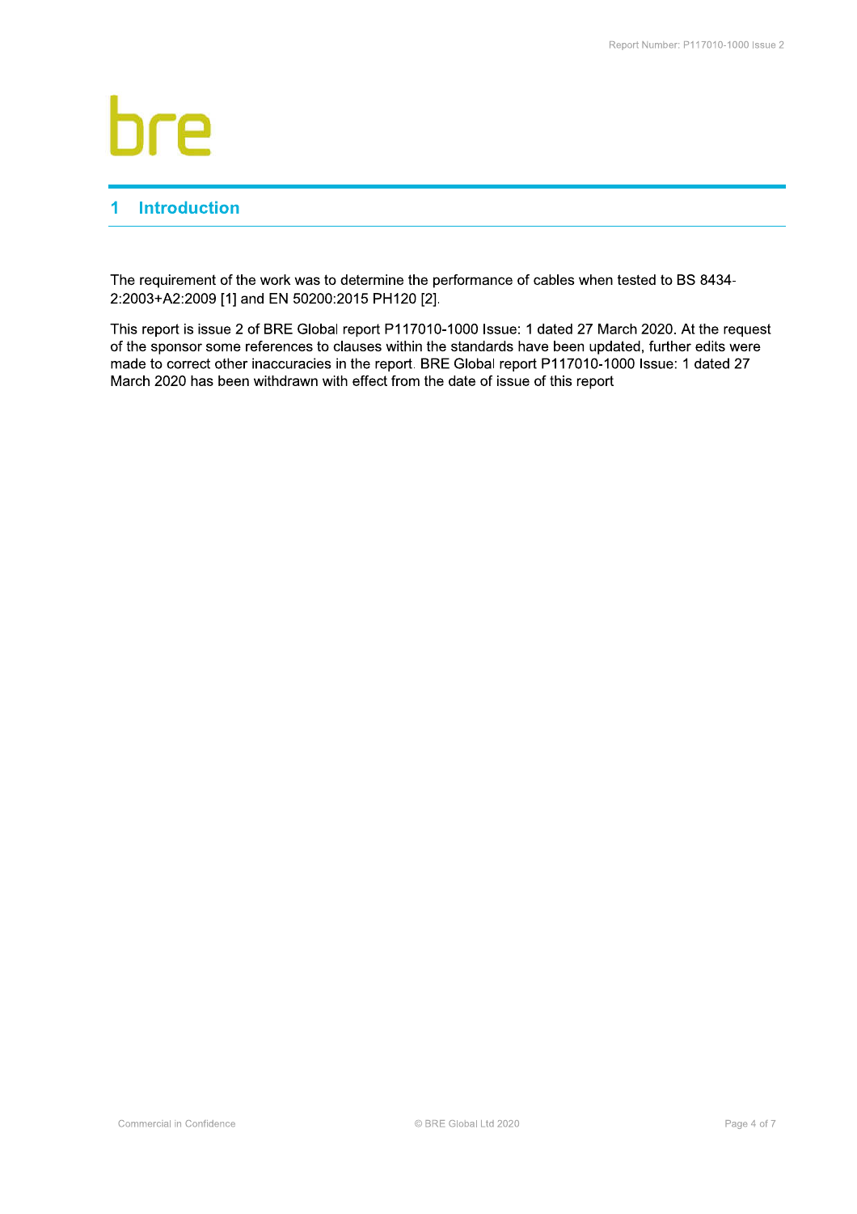# 1 Introduction

The requirement of the work was to determine the performance of cables when tested to BS 8434-2:2003+A2:2009 [1] and EN 50200:2015 PH120 [2].

This report is issue 2 of BRE Global report P117010-1000 Issue: 1 dated 27 March 2020. At the request of the sponsor some references to clauses within the standards have been updated, further edits were made to correct other inaccuracies in the report. BRE Global report P117010-1000 Issue: 1 dated 27 March 2020 has been withdrawn with effect from the date of issue of this report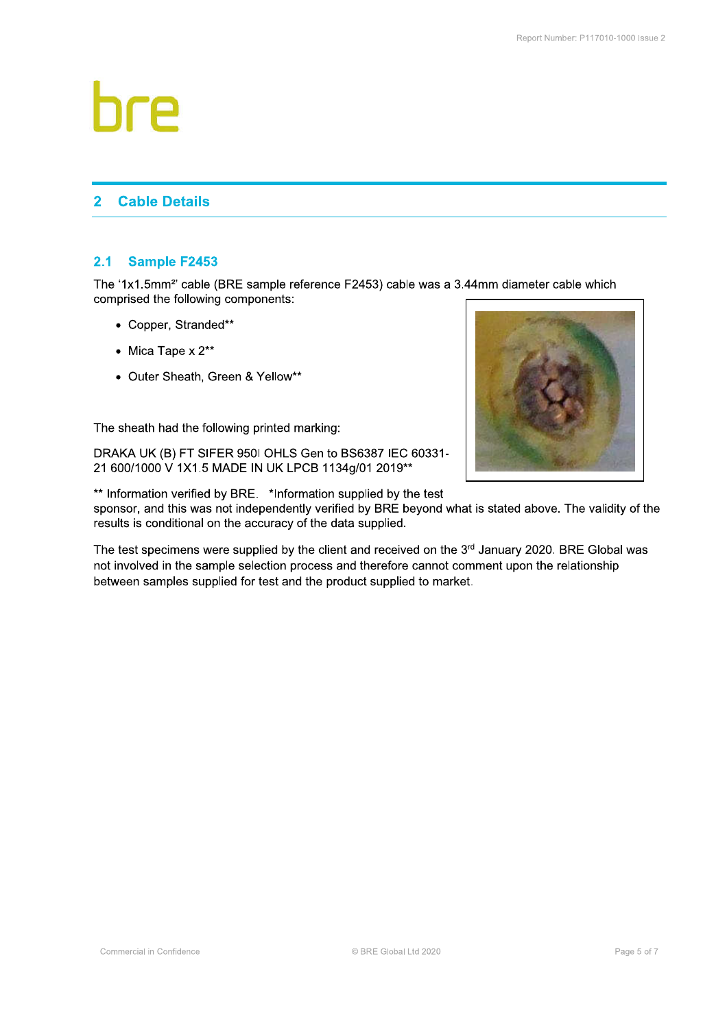## 2 Cable Details

### 2.1 Sample F2453

The ‘1x1.5mm²’ cable (BRE sample reference F2453) cable was a 3.44mm diameter cable which comprised the following components:

- Copper, Stranded**
- Mica Tape x 2**
- Outer Sheath, Green & Yellow**

The sheath had the following printed marking:

DRAKA UK (B) FT SIFER 950I OHLS Gen to BS6387 IEC 60331-21 600/1000 V 1X1.5 MADE IN UK LPCB 1134g/01 2019**

** Information verified by BRE. *Information supplied by the test sponsor, and this was not independently verified by BRE beyond what is stated above. The validity of the results is conditional on the accuracy of the data supplied.

The test specimens were supplied by the client and received on the 3rd January 2020. BRE Global was not involved in the sample selection process and therefore cannot comment upon the relationship between samples supplied for test and the product supplied to market.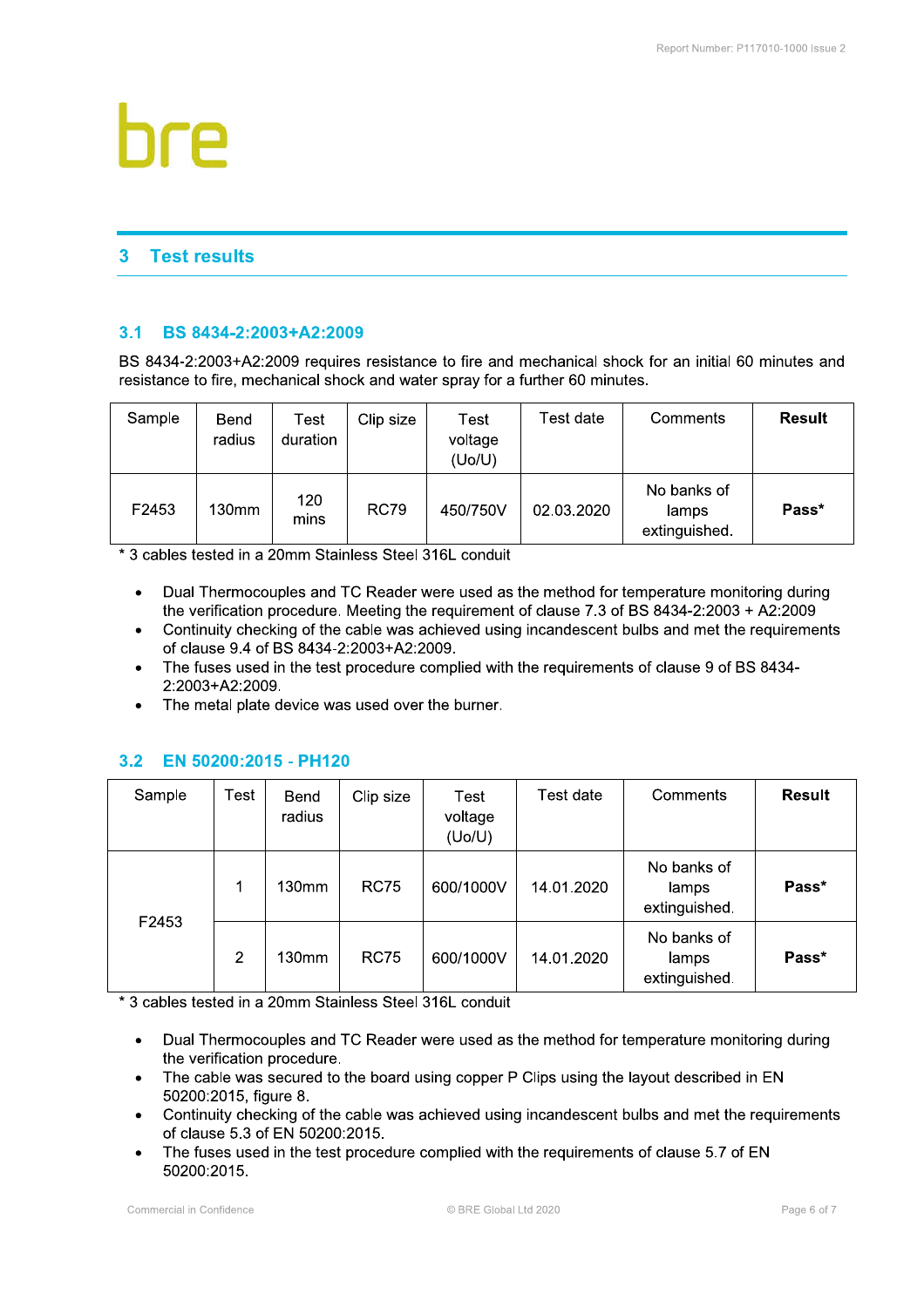## 3 Test results

### 3.1 BS 8434-2:2003+A2:2009

BS 8434-2:2003+A2:2009 requires resistance to fire and mechanical shock for an initial 60 minutes and resistance to fire, mechanical shock and water spray for a further 60 minutes.

| Sample | Bend radius | Test duration | Clip size | Test voltage (Uo/U) | Test date | Comments | Result |
|---|---|---|---|---|---|---|---|
| F2453 | 130mm | 120 mins | RC79 | 450/750V | 02.03.2020 | No banks of lamps extinguished. | **Pass*** |

* 3 cables tested in a 20mm Stainless Steel 316L conduit

- Dual Thermocouples and TC Reader were used as the method for temperature monitoring during the verification procedure. Meeting the requirement of clause 7.3 of BS 8434-2:2003 + A2:2009
- Continuity checking of the cable was achieved using incandescent bulbs and met the requirements of clause 9.4 of BS 8434-2:2003+A2:2009.
- The fuses used in the test procedure complied with the requirements of clause 9 of BS 8434-2:2003+A2:2009.
- The metal plate device was used over the burner.

### 3.2 EN 50200:2015 - PH120

| Sample | Test | Bend radius | Clip size | Test voltage (Uo/U) | Test date | Comments | Result |
|---|---|---|---|---|---|---|---|
| F2453 | 1 | 130mm | RC75 | 600/1000V | 14.01.2020 | No banks of lamps extinguished. | **Pass*** |
| | 2 | 130mm | RC75 | 600/1000V | 14.01.2020 | No banks of lamps extinguished. | **Pass*** |

* 3 cables tested in a 20mm Stainless Steel 316L conduit

- Dual Thermocouples and TC Reader were used as the method for temperature monitoring during the verification procedure.
- The cable was secured to the board using copper P Clips using the layout described in EN 50200:2015, figure 8.
- Continuity checking of the cable was achieved using incandescent bulbs and met the requirements of clause 5.3 of EN 50200:2015.
- The fuses used in the test procedure complied with the requirements of clause 5.7 of EN 50200:2015.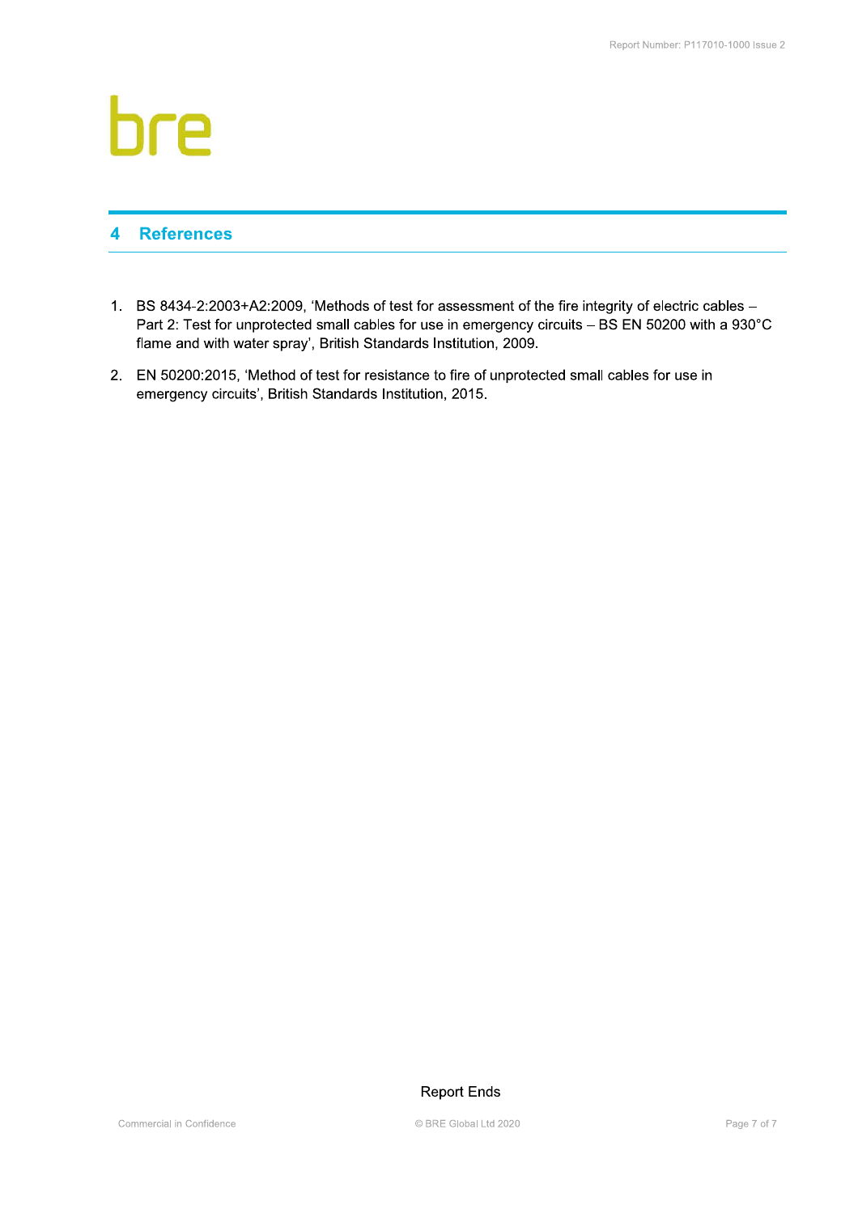## 4 References

1. BS 8434-2:2003+A2:2009, 'Methods of test for assessment of the fire integrity of electric cables – Part 2: Test for unprotected small cables for use in emergency circuits – BS EN 50200 with a 930°C flame and with water spray', British Standards Institution, 2009.

2. EN 50200:2015, 'Method of test for resistance to fire of unprotected small cables for use in emergency circuits', British Standards Institution, 2015.

Report Ends